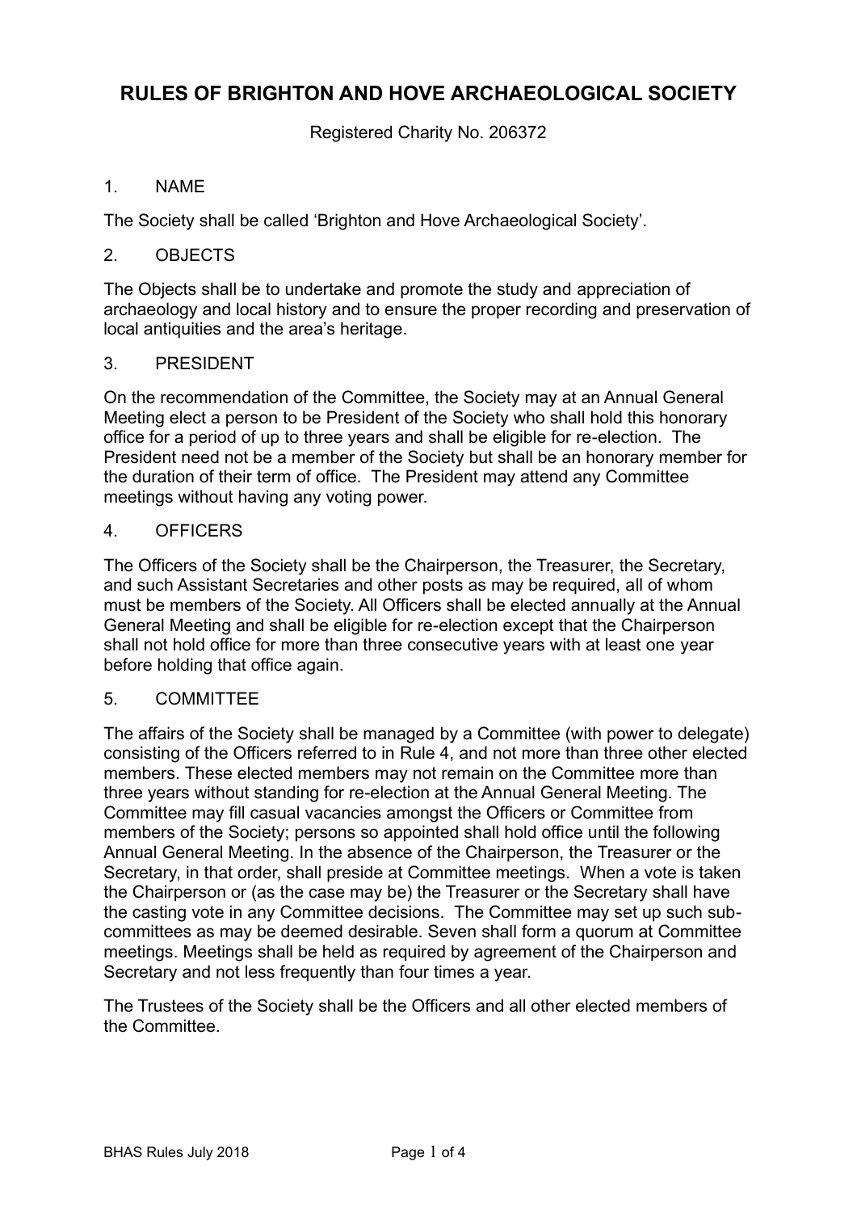# RULES OF BRIGHTON AND HOVE ARCHAEOLOGICAL SOCIETY

Registered Charity No. 206372

## 1. NAME

The Society shall be called 'Brighton and Hove Archaeological Society'.

## 2. OBJECTS

The Objects shall be to undertake and promote the study and appreciation of archaeology and local history and to ensure the proper recording and preservation of local antiquities and the area's heritage.

## 3. PRESIDENT

On the recommendation of the Committee, the Society may at an Annual General Meeting elect a person to be President of the Society who shall hold this honorary office for a period of up to three years and shall be eligible for re-election. The President need not be a member of the Society but shall be an honorary member for the duration of their term of office. The President may attend any Committee meetings without having any voting power.

## 4. OFFICERS

The Officers of the Society shall be the Chairperson, the Treasurer, the Secretary, and such Assistant Secretaries and other posts as may be required, all of whom must be members of the Society. All Officers shall be elected annually at the Annual General Meeting and shall be eligible for re-election except that the Chairperson shall not hold office for more than three consecutive years with at least one year before holding that office again.

## 5. COMMITTEE

The affairs of the Society shall be managed by a Committee (with power to delegate) consisting of the Officers referred to in Rule 4, and not more than three other elected members. These elected members may not remain on the Committee more than three years without standing for re-election at the Annual General Meeting. The Committee may fill casual vacancies amongst the Officers or Committee from members of the Society; persons so appointed shall hold office until the following Annual General Meeting. In the absence of the Chairperson, the Treasurer or the Secretary, in that order, shall preside at Committee meetings. When a vote is taken the Chairperson or (as the case may be) the Treasurer or the Secretary shall have the casting vote in any Committee decisions. The Committee may set up such sub-committees as may be deemed desirable. Seven shall form a quorum at Committee meetings. Meetings shall be held as required by agreement of the Chairperson and Secretary and not less frequently than four times a year.

The Trustees of the Society shall be the Officers and all other elected members of the Committee.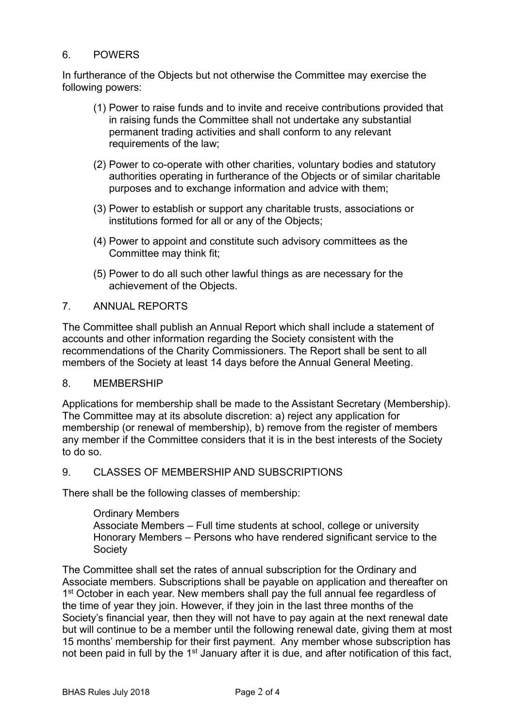## 6. POWERS

In furtherance of the Objects but not otherwise the Committee may exercise the following powers:

(1) Power to raise funds and to invite and receive contributions provided that in raising funds the Committee shall not undertake any substantial permanent trading activities and shall conform to any relevant requirements of the law;

(2) Power to co-operate with other charities, voluntary bodies and statutory authorities operating in furtherance of the Objects or of similar charitable purposes and to exchange information and advice with them;

(3) Power to establish or support any charitable trusts, associations or institutions formed for all or any of the Objects;

(4) Power to appoint and constitute such advisory committees as the Committee may think fit;

(5) Power to do all such other lawful things as are necessary for the achievement of the Objects.

## 7. ANNUAL REPORTS

The Committee shall publish an Annual Report which shall include a statement of accounts and other information regarding the Society consistent with the recommendations of the Charity Commissioners. The Report shall be sent to all members of the Society at least 14 days before the Annual General Meeting.

## 8. MEMBERSHIP

Applications for membership shall be made to the Assistant Secretary (Membership). The Committee may at its absolute discretion: a) reject any application for membership (or renewal of membership), b) remove from the register of members any member if the Committee considers that it is in the best interests of the Society to do so.

## 9. CLASSES OF MEMBERSHIP AND SUBSCRIPTIONS

There shall be the following classes of membership:

Ordinary Members
Associate Members – Full time students at school, college or university
Honorary Members – Persons who have rendered significant service to the Society

The Committee shall set the rates of annual subscription for the Ordinary and Associate members. Subscriptions shall be payable on application and thereafter on 1st October in each year. New members shall pay the full annual fee regardless of the time of year they join. However, if they join in the last three months of the Society's financial year, then they will not have to pay again at the next renewal date but will continue to be a member until the following renewal date, giving them at most 15 months' membership for their first payment. Any member whose subscription has not been paid in full by the 1st January after it is due, and after notification of this fact,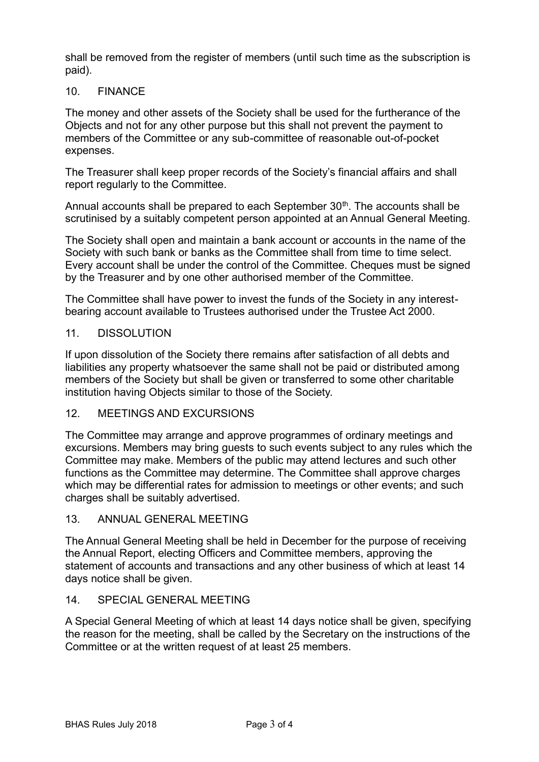shall be removed from the register of members (until such time as the subscription is paid).

## 10. FINANCE

The money and other assets of the Society shall be used for the furtherance of the Objects and not for any other purpose but this shall not prevent the payment to members of the Committee or any sub-committee of reasonable out-of-pocket expenses.

The Treasurer shall keep proper records of the Society's financial affairs and shall report regularly to the Committee.

Annual accounts shall be prepared to each September 30th. The accounts shall be scrutinised by a suitably competent person appointed at an Annual General Meeting.

The Society shall open and maintain a bank account or accounts in the name of the Society with such bank or banks as the Committee shall from time to time select. Every account shall be under the control of the Committee. Cheques must be signed by the Treasurer and by one other authorised member of the Committee.

The Committee shall have power to invest the funds of the Society in any interest-bearing account available to Trustees authorised under the Trustee Act 2000.

## 11. DISSOLUTION

If upon dissolution of the Society there remains after satisfaction of all debts and liabilities any property whatsoever the same shall not be paid or distributed among members of the Society but shall be given or transferred to some other charitable institution having Objects similar to those of the Society.

## 12. MEETINGS AND EXCURSIONS

The Committee may arrange and approve programmes of ordinary meetings and excursions. Members may bring guests to such events subject to any rules which the Committee may make. Members of the public may attend lectures and such other functions as the Committee may determine. The Committee shall approve charges which may be differential rates for admission to meetings or other events; and such charges shall be suitably advertised.

## 13. ANNUAL GENERAL MEETING

The Annual General Meeting shall be held in December for the purpose of receiving the Annual Report, electing Officers and Committee members, approving the statement of accounts and transactions and any other business of which at least 14 days notice shall be given.

## 14. SPECIAL GENERAL MEETING

A Special General Meeting of which at least 14 days notice shall be given, specifying the reason for the meeting, shall be called by the Secretary on the instructions of the Committee or at the written request of at least 25 members.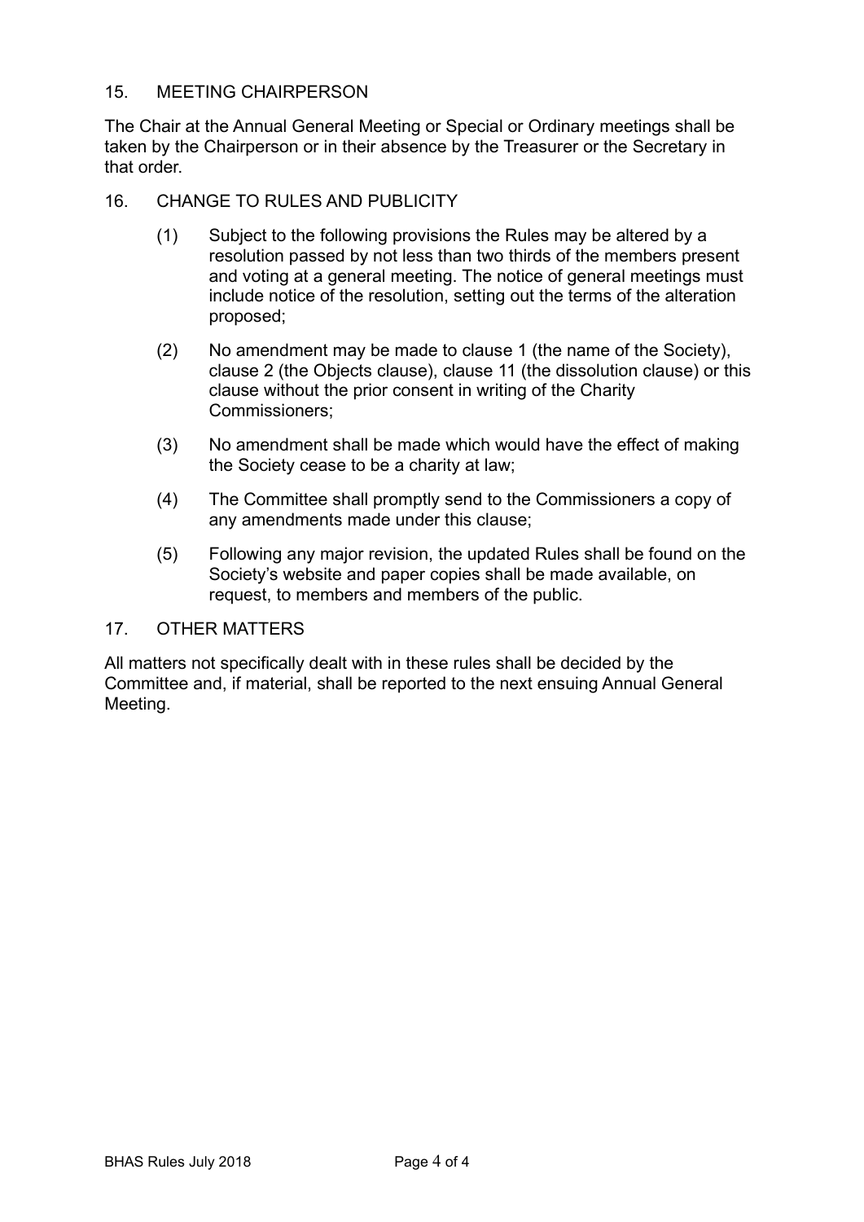## 15. MEETING CHAIRPERSON

The Chair at the Annual General Meeting or Special or Ordinary meetings shall be taken by the Chairperson or in their absence by the Treasurer or the Secretary in that order.

## 16. CHANGE TO RULES AND PUBLICITY

(1) Subject to the following provisions the Rules may be altered by a resolution passed by not less than two thirds of the members present and voting at a general meeting. The notice of general meetings must include notice of the resolution, setting out the terms of the alteration proposed;

(2) No amendment may be made to clause 1 (the name of the Society), clause 2 (the Objects clause), clause 11 (the dissolution clause) or this clause without the prior consent in writing of the Charity Commissioners;

(3) No amendment shall be made which would have the effect of making the Society cease to be a charity at law;

(4) The Committee shall promptly send to the Commissioners a copy of any amendments made under this clause;

(5) Following any major revision, the updated Rules shall be found on the Society's website and paper copies shall be made available, on request, to members and members of the public.

## 17. OTHER MATTERS

All matters not specifically dealt with in these rules shall be decided by the Committee and, if material, shall be reported to the next ensuing Annual General Meeting.